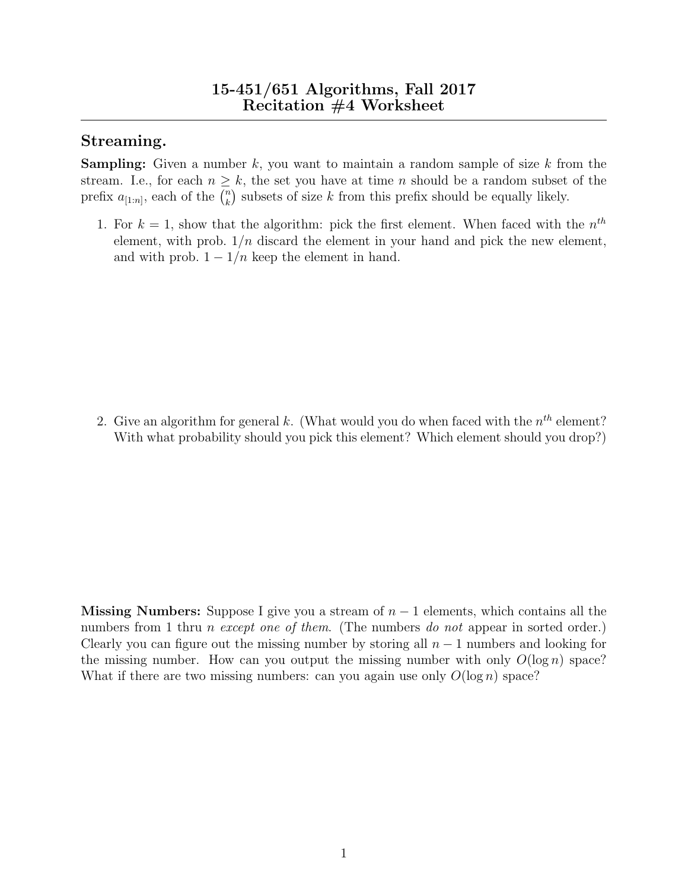# 15-451/651 Algorithms, Fall 2017
# Recitation #4 Worksheet

## Streaming.

**Sampling:** Given a number $k$, you want to maintain a random sample of size $k$ from the stream. I.e., for each $n \geq k$, the set you have at time $n$ should be a random subset of the prefix $a_{[1:n]}$, each of the $\binom{n}{k}$ subsets of size $k$ from this prefix should be equally likely.

1. For $k = 1$, show that the algorithm: pick the first element. When faced with the $n^{th}$ element, with prob. $1/n$ discard the element in your hand and pick the new element, and with prob. $1 - 1/n$ keep the element in hand.

2. Give an algorithm for general $k$. (What would you do when faced with the $n^{th}$ element? With what probability should you pick this element? Which element should you drop?)

**Missing Numbers:** Suppose I give you a stream of $n - 1$ elements, which contains all the numbers from 1 thru $n$ *except one of them*. (The numbers *do not* appear in sorted order.) Clearly you can figure out the missing number by storing all $n - 1$ numbers and looking for the missing number. How can you output the missing number with only $O(\log n)$ space? What if there are two missing numbers: can you again use only $O(\log n)$ space?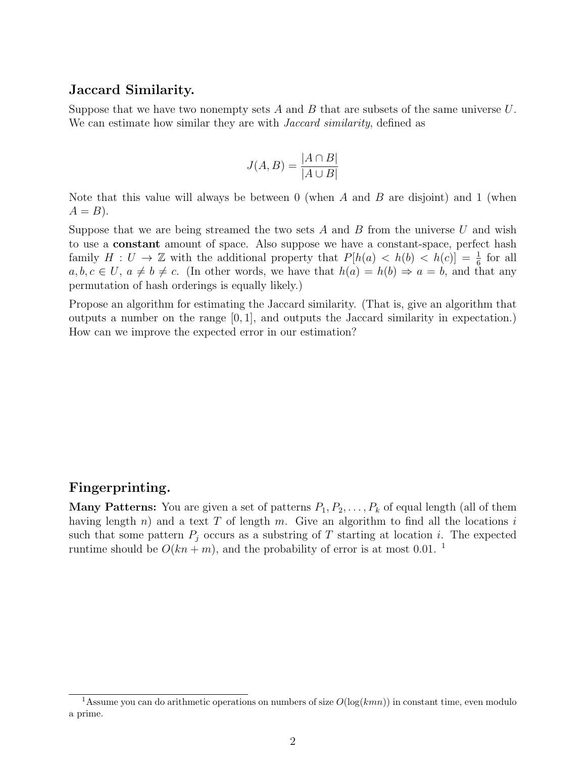## Jaccard Similarity.

Suppose that we have two nonempty sets $A$ and $B$ that are subsets of the same universe $U$. We can estimate how similar they are with *Jaccard similarity*, defined as

$$J(A, B) = \frac{|A \cap B|}{|A \cup B|}$$

Note that this value will always be between 0 (when $A$ and $B$ are disjoint) and 1 (when $A = B$).

Suppose that we are being streamed the two sets $A$ and $B$ from the universe $U$ and wish to use a **constant** amount of space. Also suppose we have a constant-space, perfect hash family $H : U \to \mathbb{Z}$ with the additional property that $P[h(a) < h(b) < h(c)] = \frac{1}{6}$ for all $a, b, c \in U$, $a \neq b \neq c$. (In other words, we have that $h(a) = h(b) \Rightarrow a = b$, and that any permutation of hash orderings is equally likely.)

Propose an algorithm for estimating the Jaccard similarity. (That is, give an algorithm that outputs a number on the range $[0, 1]$, and outputs the Jaccard similarity in expectation.) How can we improve the expected error in our estimation?

## Fingerprinting.

**Many Patterns:** You are given a set of patterns $P_1, P_2, \ldots, P_k$ of equal length (all of them having length $n$) and a text $T$ of length $m$. Give an algorithm to find all the locations $i$ such that some pattern $P_j$ occurs as a substring of $T$ starting at location $i$. The expected runtime should be $O(kn + m)$, and the probability of error is at most 0.01. [1]

[1] Assume you can do arithmetic operations on numbers of size $O(\log(kmn))$ in constant time, even modulo a prime.